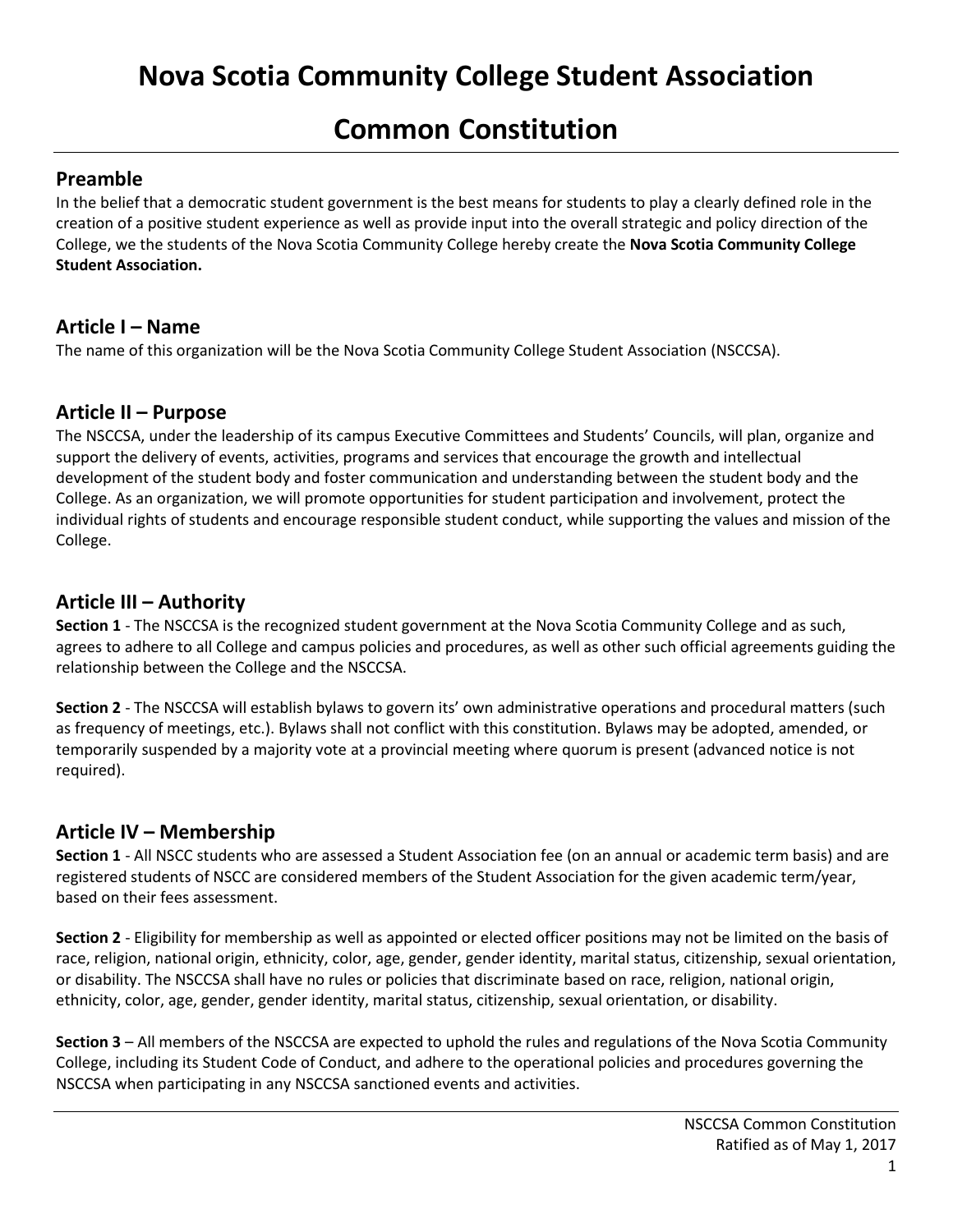# Nova Scotia Community College Student Association

# Common Constitution

## Preamble

In the belief that a democratic student government is the best means for students to play a clearly defined role in the creation of a positive student experience as well as provide input into the overall strategic and policy direction of the College, we the students of the Nova Scotia Community College hereby create the **Nova Scotia Community College Student Association.**

## Article I – Name

The name of this organization will be the Nova Scotia Community College Student Association (NSCCSA).

## Article II – Purpose

The NSCCSA, under the leadership of its campus Executive Committees and Students' Councils, will plan, organize and support the delivery of events, activities, programs and services that encourage the growth and intellectual development of the student body and foster communication and understanding between the student body and the College. As an organization, we will promote opportunities for student participation and involvement, protect the individual rights of students and encourage responsible student conduct, while supporting the values and mission of the College.

## Article III – Authority

**Section 1** - The NSCCSA is the recognized student government at the Nova Scotia Community College and as such, agrees to adhere to all College and campus policies and procedures, as well as other such official agreements guiding the relationship between the College and the NSCCSA.

**Section 2** - The NSCCSA will establish bylaws to govern its' own administrative operations and procedural matters (such as frequency of meetings, etc.). Bylaws shall not conflict with this constitution. Bylaws may be adopted, amended, or temporarily suspended by a majority vote at a provincial meeting where quorum is present (advanced notice is not required).

## Article IV – Membership

**Section 1** - All NSCC students who are assessed a Student Association fee (on an annual or academic term basis) and are registered students of NSCC are considered members of the Student Association for the given academic term/year, based on their fees assessment.

**Section 2** - Eligibility for membership as well as appointed or elected officer positions may not be limited on the basis of race, religion, national origin, ethnicity, color, age, gender, gender identity, marital status, citizenship, sexual orientation, or disability. The NSCCSA shall have no rules or policies that discriminate based on race, religion, national origin, ethnicity, color, age, gender, gender identity, marital status, citizenship, sexual orientation, or disability.

**Section 3** – All members of the NSCCSA are expected to uphold the rules and regulations of the Nova Scotia Community College, including its Student Code of Conduct, and adhere to the operational policies and procedures governing the NSCCSA when participating in any NSCCSA sanctioned events and activities.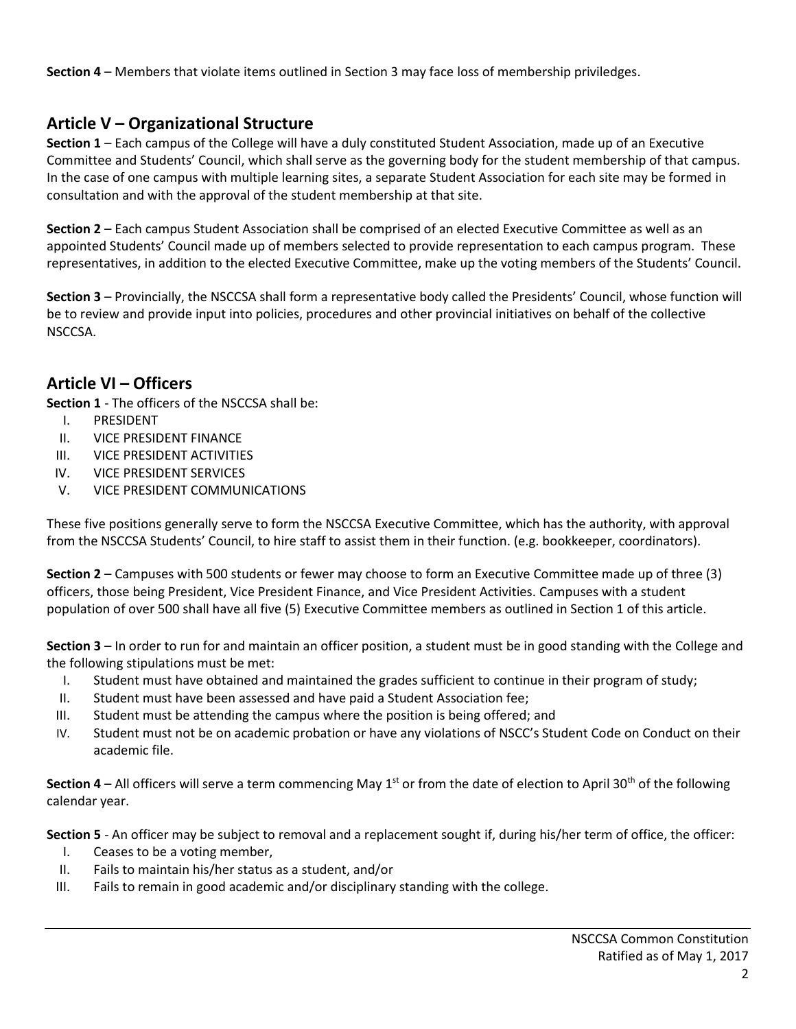**Section 4** – Members that violate items outlined in Section 3 may face loss of membership priviledges.

## Article V – Organizational Structure

**Section 1** – Each campus of the College will have a duly constituted Student Association, made up of an Executive Committee and Students' Council, which shall serve as the governing body for the student membership of that campus. In the case of one campus with multiple learning sites, a separate Student Association for each site may be formed in consultation and with the approval of the student membership at that site.

**Section 2** – Each campus Student Association shall be comprised of an elected Executive Committee as well as an appointed Students' Council made up of members selected to provide representation to each campus program. These representatives, in addition to the elected Executive Committee, make up the voting members of the Students' Council.

**Section 3** – Provincially, the NSCCSA shall form a representative body called the Presidents' Council, whose function will be to review and provide input into policies, procedures and other provincial initiatives on behalf of the collective NSCCSA.

## Article VI – Officers

**Section 1** - The officers of the NSCCSA shall be:

I. PRESIDENT
II. VICE PRESIDENT FINANCE
III. VICE PRESIDENT ACTIVITIES
IV. VICE PRESIDENT SERVICES
V. VICE PRESIDENT COMMUNICATIONS

These five positions generally serve to form the NSCCSA Executive Committee, which has the authority, with approval from the NSCCSA Students' Council, to hire staff to assist them in their function. (e.g. bookkeeper, coordinators).

**Section 2** – Campuses with 500 students or fewer may choose to form an Executive Committee made up of three (3) officers, those being President, Vice President Finance, and Vice President Activities. Campuses with a student population of over 500 shall have all five (5) Executive Committee members as outlined in Section 1 of this article.

**Section 3** – In order to run for and maintain an officer position, a student must be in good standing with the College and the following stipulations must be met:

I. Student must have obtained and maintained the grades sufficient to continue in their program of study;
II. Student must have been assessed and have paid a Student Association fee;
III. Student must be attending the campus where the position is being offered; and
IV. Student must not be on academic probation or have any violations of NSCC's Student Code on Conduct on their academic file.

**Section 4** – All officers will serve a term commencing May 1st or from the date of election to April 30th of the following calendar year.

**Section 5** - An officer may be subject to removal and a replacement sought if, during his/her term of office, the officer:

I. Ceases to be a voting member,
II. Fails to maintain his/her status as a student, and/or
III. Fails to remain in good academic and/or disciplinary standing with the college.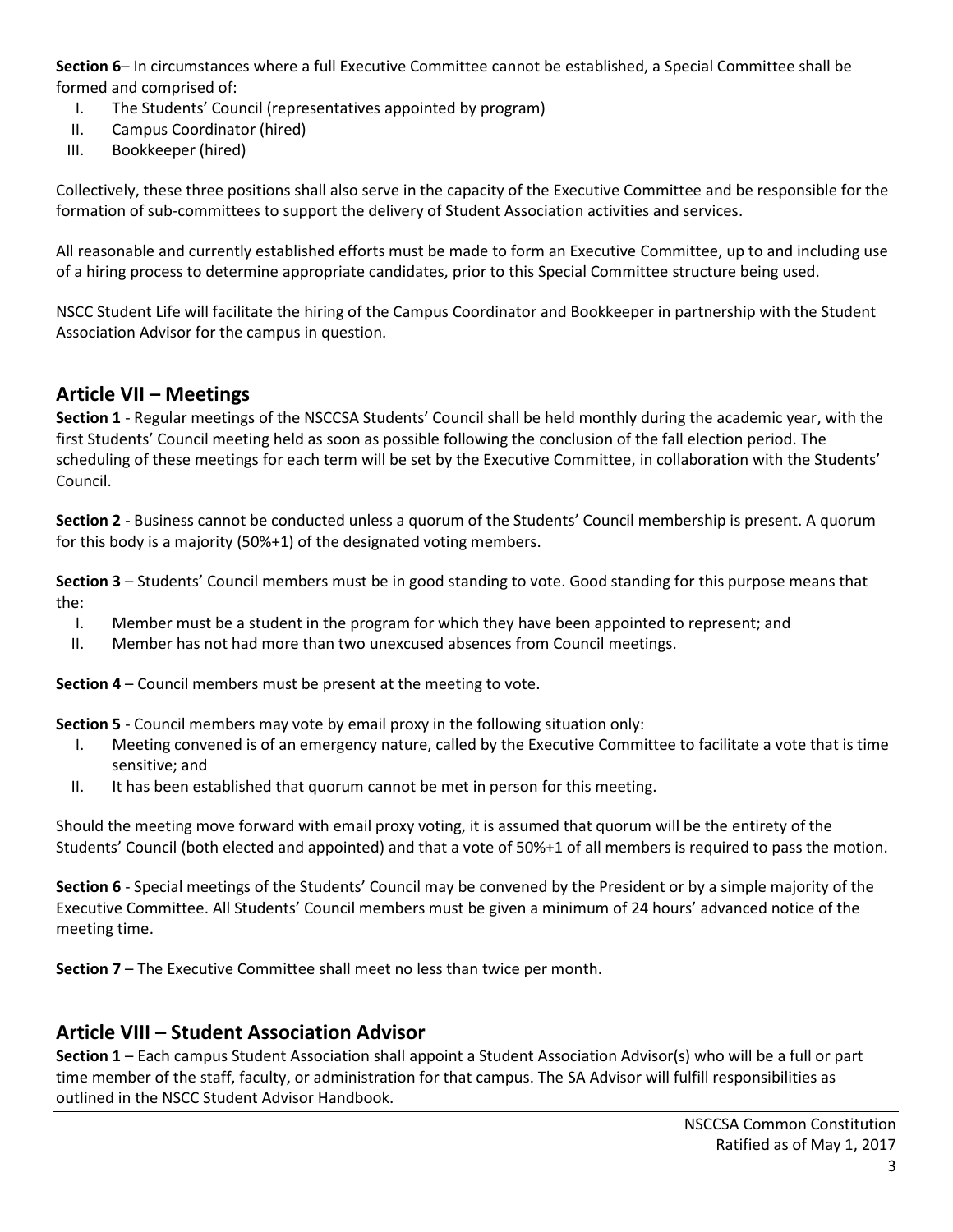**Section 6**– In circumstances where a full Executive Committee cannot be established, a Special Committee shall be formed and comprised of:

I. The Students' Council (representatives appointed by program)
II. Campus Coordinator (hired)
III. Bookkeeper (hired)

Collectively, these three positions shall also serve in the capacity of the Executive Committee and be responsible for the formation of sub-committees to support the delivery of Student Association activities and services.

All reasonable and currently established efforts must be made to form an Executive Committee, up to and including use of a hiring process to determine appropriate candidates, prior to this Special Committee structure being used.

NSCC Student Life will facilitate the hiring of the Campus Coordinator and Bookkeeper in partnership with the Student Association Advisor for the campus in question.

## Article VII – Meetings

**Section 1** - Regular meetings of the NSCCSA Students' Council shall be held monthly during the academic year, with the first Students' Council meeting held as soon as possible following the conclusion of the fall election period. The scheduling of these meetings for each term will be set by the Executive Committee, in collaboration with the Students' Council.

**Section 2** - Business cannot be conducted unless a quorum of the Students' Council membership is present. A quorum for this body is a majority (50%+1) of the designated voting members.

**Section 3** – Students' Council members must be in good standing to vote. Good standing for this purpose means that the:

I. Member must be a student in the program for which they have been appointed to represent; and
II. Member has not had more than two unexcused absences from Council meetings.

**Section 4** – Council members must be present at the meeting to vote.

**Section 5** - Council members may vote by email proxy in the following situation only:

I. Meeting convened is of an emergency nature, called by the Executive Committee to facilitate a vote that is time sensitive; and
II. It has been established that quorum cannot be met in person for this meeting.

Should the meeting move forward with email proxy voting, it is assumed that quorum will be the entirety of the Students' Council (both elected and appointed) and that a vote of 50%+1 of all members is required to pass the motion.

**Section 6** - Special meetings of the Students' Council may be convened by the President or by a simple majority of the Executive Committee. All Students' Council members must be given a minimum of 24 hours' advanced notice of the meeting time.

**Section 7** – The Executive Committee shall meet no less than twice per month.

## Article VIII – Student Association Advisor

**Section 1** – Each campus Student Association shall appoint a Student Association Advisor(s) who will be a full or part time member of the staff, faculty, or administration for that campus. The SA Advisor will fulfill responsibilities as outlined in the NSCC Student Advisor Handbook.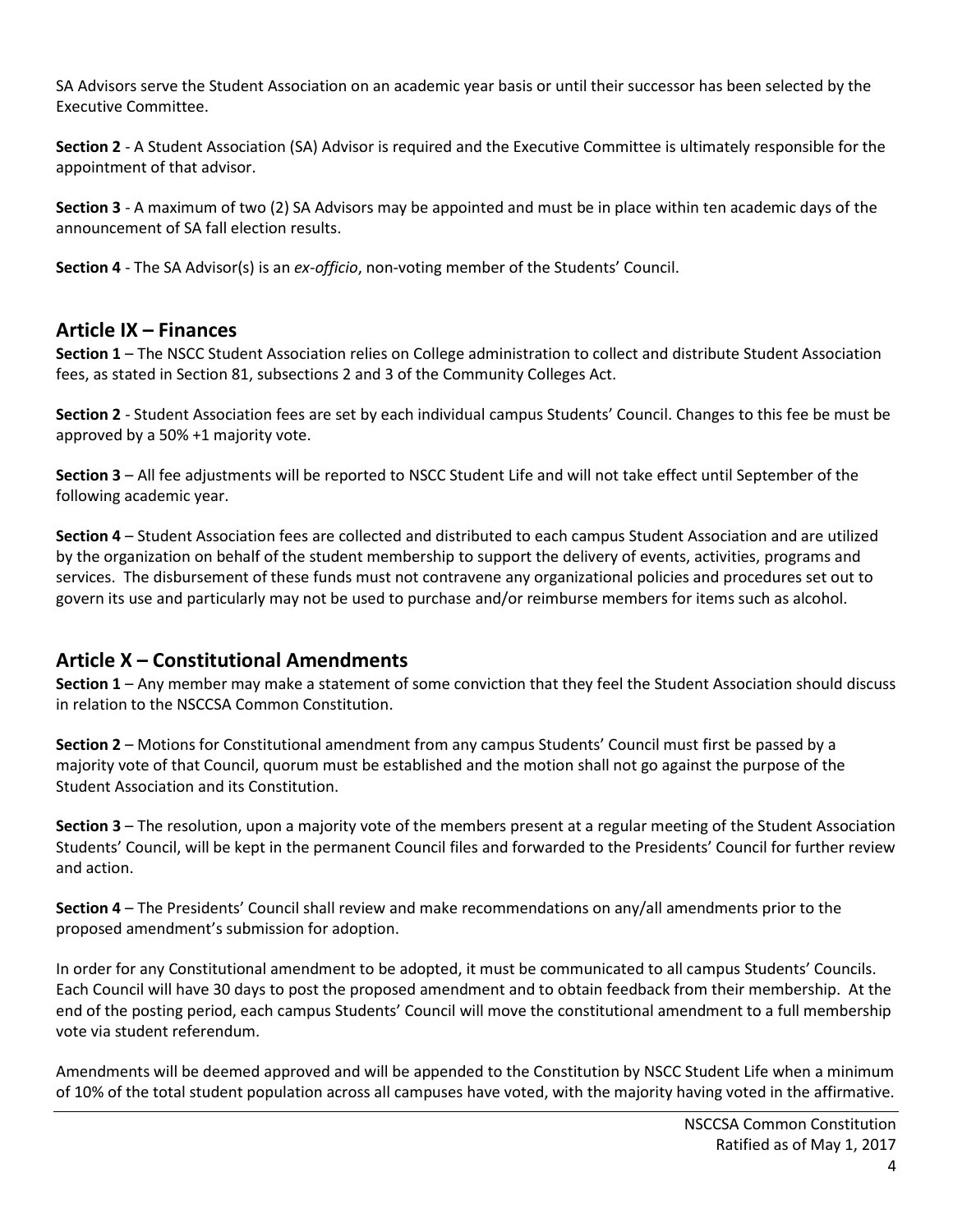SA Advisors serve the Student Association on an academic year basis or until their successor has been selected by the Executive Committee.

**Section 2** - A Student Association (SA) Advisor is required and the Executive Committee is ultimately responsible for the appointment of that advisor.

**Section 3** - A maximum of two (2) SA Advisors may be appointed and must be in place within ten academic days of the announcement of SA fall election results.

**Section 4** - The SA Advisor(s) is an *ex-officio*, non-voting member of the Students' Council.

## Article IX – Finances

**Section 1** – The NSCC Student Association relies on College administration to collect and distribute Student Association fees, as stated in Section 81, subsections 2 and 3 of the Community Colleges Act.

**Section 2** - Student Association fees are set by each individual campus Students' Council. Changes to this fee be must be approved by a 50% +1 majority vote.

**Section 3** – All fee adjustments will be reported to NSCC Student Life and will not take effect until September of the following academic year.

**Section 4** – Student Association fees are collected and distributed to each campus Student Association and are utilized by the organization on behalf of the student membership to support the delivery of events, activities, programs and services. The disbursement of these funds must not contravene any organizational policies and procedures set out to govern its use and particularly may not be used to purchase and/or reimburse members for items such as alcohol.

## Article X – Constitutional Amendments

**Section 1** – Any member may make a statement of some conviction that they feel the Student Association should discuss in relation to the NSCCSA Common Constitution.

**Section 2** – Motions for Constitutional amendment from any campus Students' Council must first be passed by a majority vote of that Council, quorum must be established and the motion shall not go against the purpose of the Student Association and its Constitution.

**Section 3** – The resolution, upon a majority vote of the members present at a regular meeting of the Student Association Students' Council, will be kept in the permanent Council files and forwarded to the Presidents' Council for further review and action.

**Section 4** – The Presidents' Council shall review and make recommendations on any/all amendments prior to the proposed amendment's submission for adoption.

In order for any Constitutional amendment to be adopted, it must be communicated to all campus Students' Councils. Each Council will have 30 days to post the proposed amendment and to obtain feedback from their membership. At the end of the posting period, each campus Students' Council will move the constitutional amendment to a full membership vote via student referendum.

Amendments will be deemed approved and will be appended to the Constitution by NSCC Student Life when a minimum of 10% of the total student population across all campuses have voted, with the majority having voted in the affirmative.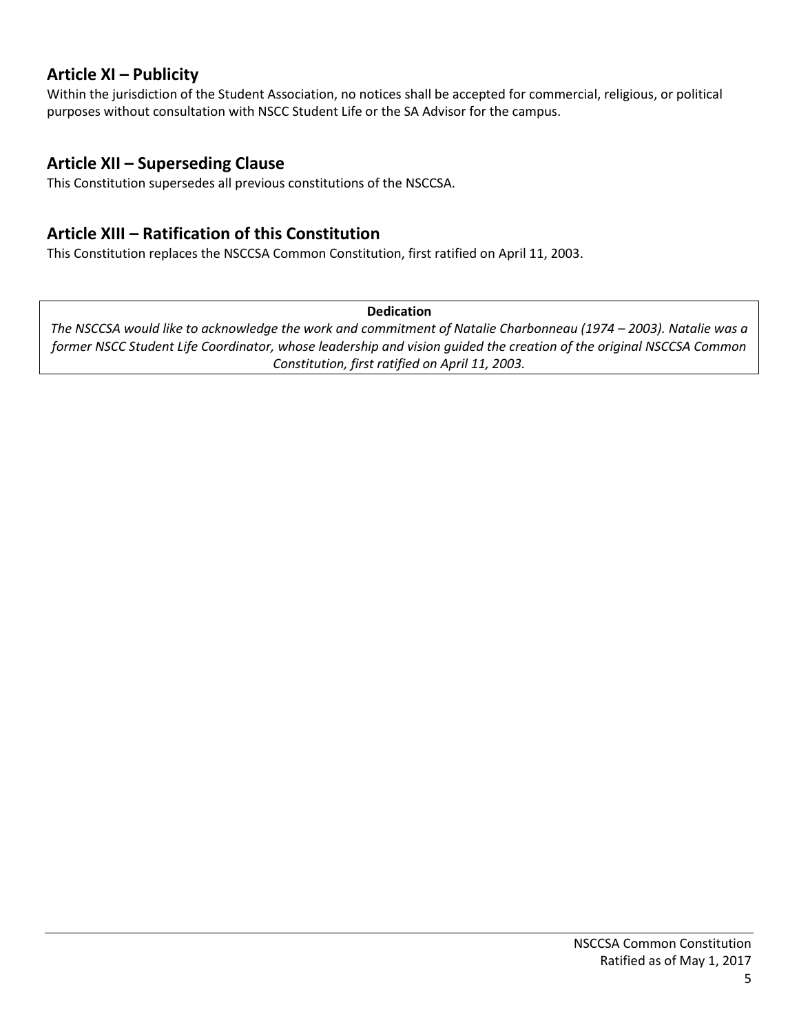## Article XI – Publicity

Within the jurisdiction of the Student Association, no notices shall be accepted for commercial, religious, or political purposes without consultation with NSCC Student Life or the SA Advisor for the campus.

## Article XII – Superseding Clause

This Constitution supersedes all previous constitutions of the NSCCSA.

## Article XIII – Ratification of this Constitution

This Constitution replaces the NSCCSA Common Constitution, first ratified on April 11, 2003.

**Dedication**

*The NSCCSA would like to acknowledge the work and commitment of Natalie Charbonneau (1974 – 2003). Natalie was a former NSCC Student Life Coordinator, whose leadership and vision guided the creation of the original NSCCSA Common Constitution, first ratified on April 11, 2003.*